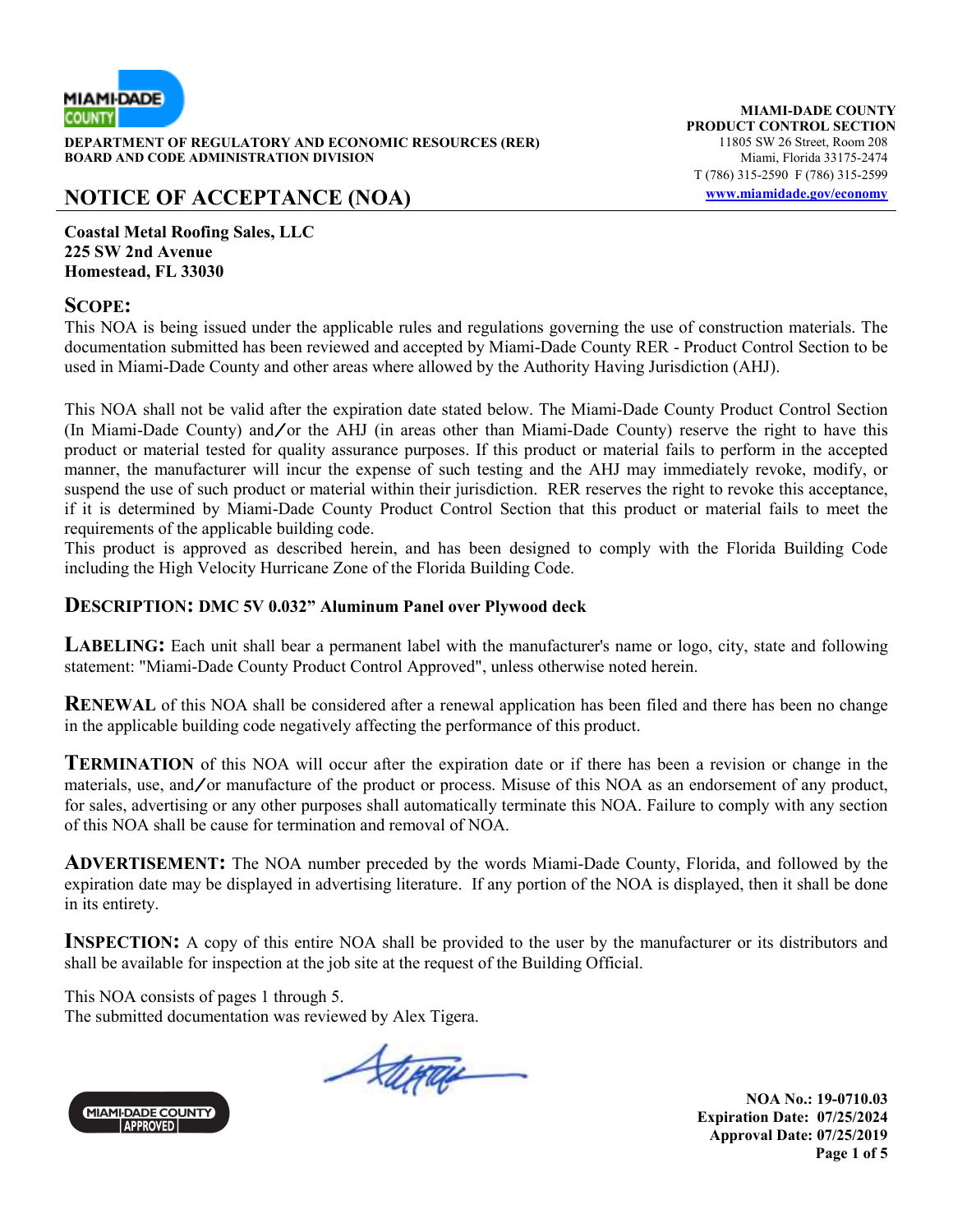MIAMI-DADE COUNTY

**DEPARTMENT OF REGULATORY AND ECONOMIC RESOURCES (RER)**
**BOARD AND CODE ADMINISTRATION DIVISION**

**MIAMI-DADE COUNTY**
**PRODUCT CONTROL SECTION**
11805 SW 26 Street, Room 208
Miami, Florida 33175-2474
T (786) 315-2590 F (786) 315-2599
www.miamidade.gov/economy

# NOTICE OF ACCEPTANCE (NOA)

**Coastal Metal Roofing Sales, LLC**
**225 SW 2nd Avenue**
**Homestead, FL 33030**

## SCOPE:

This NOA is being issued under the applicable rules and regulations governing the use of construction materials. The documentation submitted has been reviewed and accepted by Miami-Dade County RER - Product Control Section to be used in Miami-Dade County and other areas where allowed by the Authority Having Jurisdiction (AHJ).

This NOA shall not be valid after the expiration date stated below. The Miami-Dade County Product Control Section (In Miami-Dade County) and/or the AHJ (in areas other than Miami-Dade County) reserve the right to have this product or material tested for quality assurance purposes. If this product or material fails to perform in the accepted manner, the manufacturer will incur the expense of such testing and the AHJ may immediately revoke, modify, or suspend the use of such product or material within their jurisdiction. RER reserves the right to revoke this acceptance, if it is determined by Miami-Dade County Product Control Section that this product or material fails to meet the requirements of the applicable building code.
This product is approved as described herein, and has been designed to comply with the Florida Building Code including the High Velocity Hurricane Zone of the Florida Building Code.

**DESCRIPTION: DMC 5V 0.032” Aluminum Panel over Plywood deck**

**LABELING:** Each unit shall bear a permanent label with the manufacturer's name or logo, city, state and following statement: "Miami-Dade County Product Control Approved", unless otherwise noted herein.

**RENEWAL** of this NOA shall be considered after a renewal application has been filed and there has been no change in the applicable building code negatively affecting the performance of this product.

**TERMINATION** of this NOA will occur after the expiration date or if there has been a revision or change in the materials, use, and/or manufacture of the product or process. Misuse of this NOA as an endorsement of any product, for sales, advertising or any other purposes shall automatically terminate this NOA. Failure to comply with any section of this NOA shall be cause for termination and removal of NOA.

**ADVERTISEMENT:** The NOA number preceded by the words Miami-Dade County, Florida, and followed by the expiration date may be displayed in advertising literature. If any portion of the NOA is displayed, then it shall be done in its entirety.

**INSPECTION:** A copy of this entire NOA shall be provided to the user by the manufacturer or its distributors and shall be available for inspection at the job site at the request of the Building Official.

This NOA consists of pages 1 through 5.
The submitted documentation was reviewed by Alex Tigera.

MIAMI-DADE COUNTY APPROVED

**NOA No.: 19-0710.03**
**Expiration Date: 07/25/2024**
**Approval Date: 07/25/2019**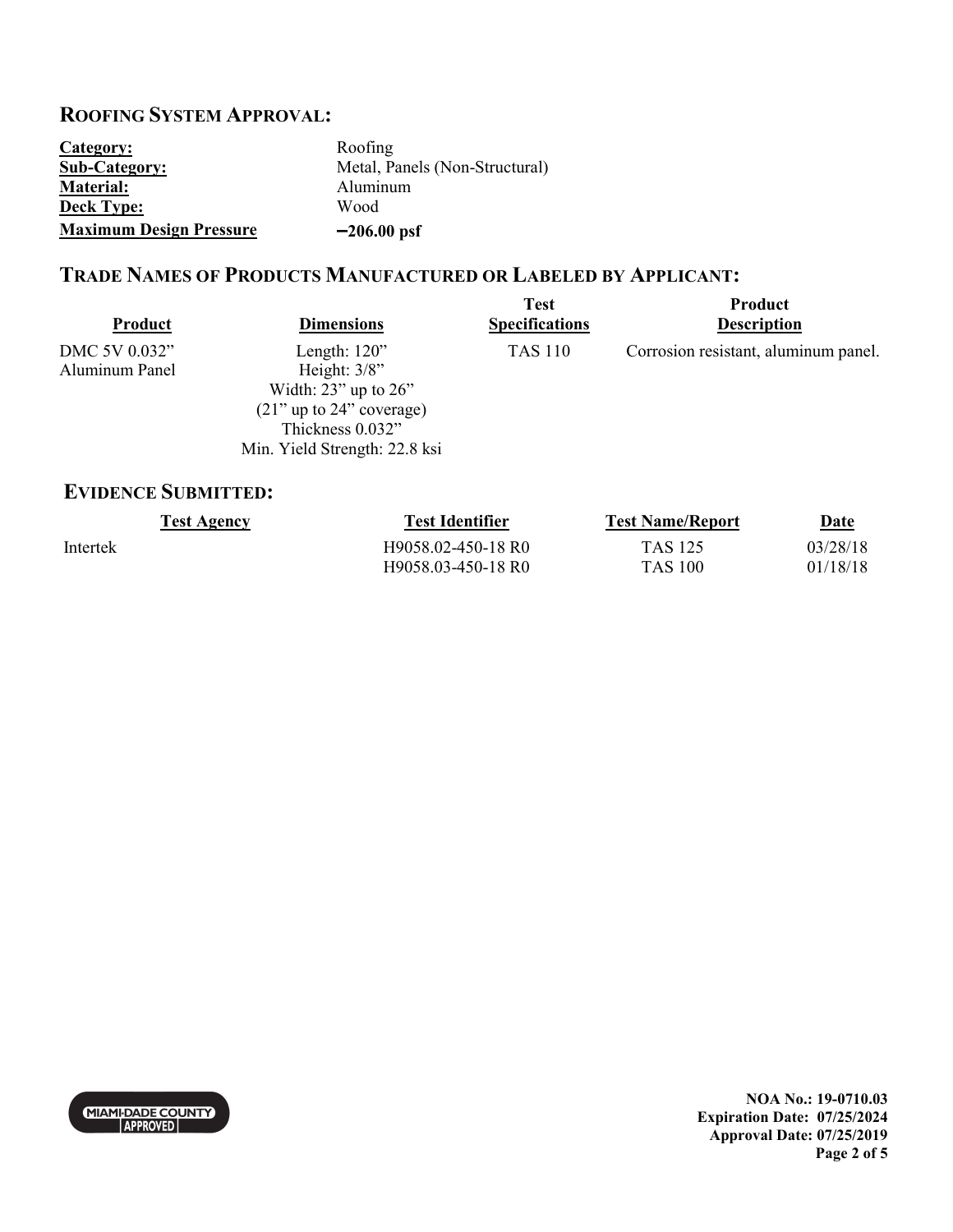## ROOFING SYSTEM APPROVAL:

| | |
|---|---|
| **Category:** | Roofing |
| **Sub-Category:** | Metal, Panels (Non-Structural) |
| **Material:** | Aluminum |
| **Deck Type:** | Wood |
| **Maximum Design Pressure** | **−206.00 psf** |

## TRADE NAMES OF PRODUCTS MANUFACTURED OR LABELED BY APPLICANT:

| Product | Dimensions | Test Specifications | Product Description |
|---|---|---|---|
| DMC 5V 0.032" Aluminum Panel | Length: 120"<br>Height: 3/8"<br>Width: 23" up to 26"<br>(21" up to 24" coverage)<br>Thickness 0.032"<br>Min. Yield Strength: 22.8 ksi | TAS 110 | Corrosion resistant, aluminum panel. |

## EVIDENCE SUBMITTED:

| Test Agency | Test Identifier | Test Name/Report | Date |
|---|---|---|---|
| Intertek | H9058.02-450-18 R0 | TAS 125 | 03/28/18 |
| | H9058.03-450-18 R0 | TAS 100 | 01/18/18 |

**NOA No.: 19-0710.03**
**Expiration Date: 07/25/2024**
**Approval Date: 07/25/2019**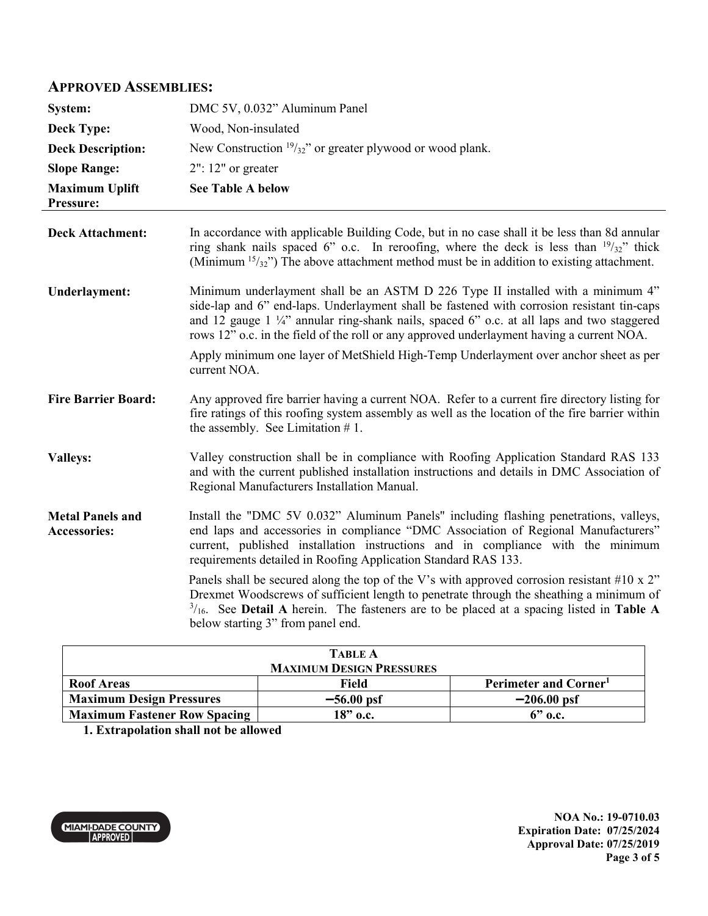## APPROVED ASSEMBLIES:

| | |
|---|---|
| **System:** | DMC 5V, 0.032" Aluminum Panel |
| **Deck Type:** | Wood, Non-insulated |
| **Deck Description:** | New Construction $^{19}/_{32}$" or greater plywood or wood plank. |
| **Slope Range:** | 2": 12" or greater |
| **Maximum Uplift Pressure:** | **See Table A below** |

**Deck Attachment:** In accordance with applicable Building Code, but in no case shall it be less than 8d annular ring shank nails spaced 6" o.c. In reroofing, where the deck is less than $^{19}/_{32}$" thick (Minimum $^{15}/_{32}$") The above attachment method must be in addition to existing attachment.

**Underlayment:** Minimum underlayment shall be an ASTM D 226 Type II installed with a minimum 4" side-lap and 6" end-laps. Underlayment shall be fastened with corrosion resistant tin-caps and 12 gauge 1 ¼" annular ring-shank nails, spaced 6" o.c. at all laps and two staggered rows 12" o.c. in the field of the roll or any approved underlayment having a current NOA.

Apply minimum one layer of MetShield High-Temp Underlayment over anchor sheet as per current NOA.

**Fire Barrier Board:** Any approved fire barrier having a current NOA. Refer to a current fire directory listing for fire ratings of this roofing system assembly as well as the location of the fire barrier within the assembly. See Limitation # 1.

**Valleys:** Valley construction shall be in compliance with Roofing Application Standard RAS 133 and with the current published installation instructions and details in DMC Association of Regional Manufacturers Installation Manual.

**Metal Panels and Accessories:** Install the "DMC 5V 0.032" Aluminum Panels" including flashing penetrations, valleys, end laps and accessories in compliance "DMC Association of Regional Manufacturers" current, published installation instructions and in compliance with the minimum requirements detailed in Roofing Application Standard RAS 133.

Panels shall be secured along the top of the V's with approved corrosion resistant #10 x 2" Drexmet Woodscrews of sufficient length to penetrate through the sheathing a minimum of $^{3}/_{16}$. See **Detail A** herein. The fasteners are to be placed at a spacing listed in **Table A** below starting 3" from panel end.

**TABLE A**
**MAXIMUM DESIGN PRESSURES**

| Roof Areas | Field | Perimeter and Corner[1] |
|---|---|---|
| **Maximum Design Pressures** | **−56.00 psf** | **−206.00 psf** |
| **Maximum Fastener Row Spacing** | **18" o.c.** | **6" o.c.** |

**1. Extrapolation shall not be allowed**

**NOA No.: 19-0710.03**
**Expiration Date: 07/25/2024**
**Approval Date: 07/25/2019**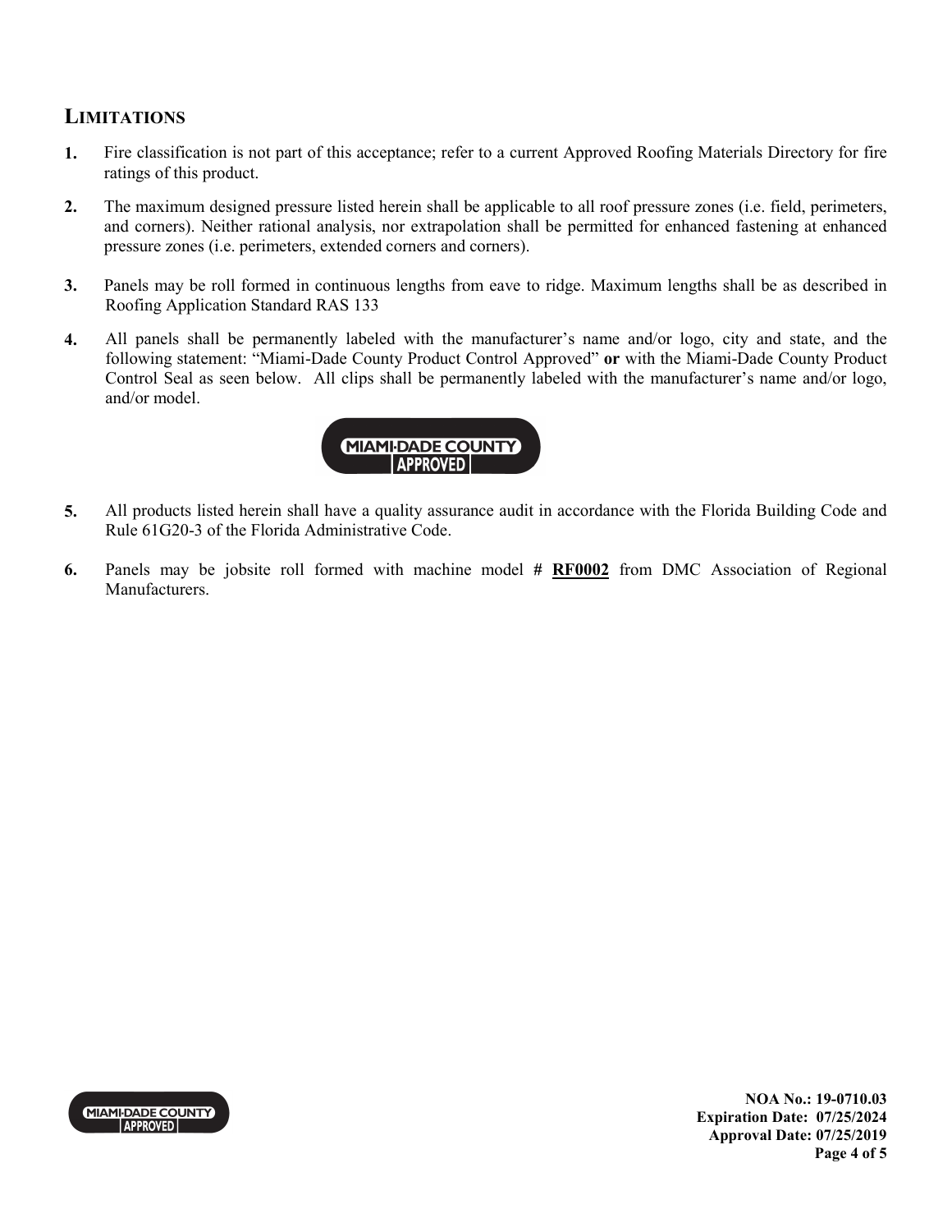## LIMITATIONS

1. Fire classification is not part of this acceptance; refer to a current Approved Roofing Materials Directory for fire ratings of this product.

2. The maximum designed pressure listed herein shall be applicable to all roof pressure zones (i.e. field, perimeters, and corners). Neither rational analysis, nor extrapolation shall be permitted for enhanced fastening at enhanced pressure zones (i.e. perimeters, extended corners and corners).

3. Panels may be roll formed in continuous lengths from eave to ridge. Maximum lengths shall be as described in Roofing Application Standard RAS 133

4. All panels shall be permanently labeled with the manufacturer's name and/or logo, city and state, and the following statement: "Miami-Dade County Product Control Approved" **or** with the Miami-Dade County Product Control Seal as seen below. All clips shall be permanently labeled with the manufacturer's name and/or logo, and/or model.

   MIAMI-DADE COUNTY APPROVED

5. All products listed herein shall have a quality assurance audit in accordance with the Florida Building Code and Rule 61G20-3 of the Florida Administrative Code.

6. Panels may be jobsite roll formed with machine model **# RF0002** from DMC Association of Regional Manufacturers.

**NOA No.: 19-0710.03**
**Expiration Date: 07/25/2024**
**Approval Date: 07/25/2019**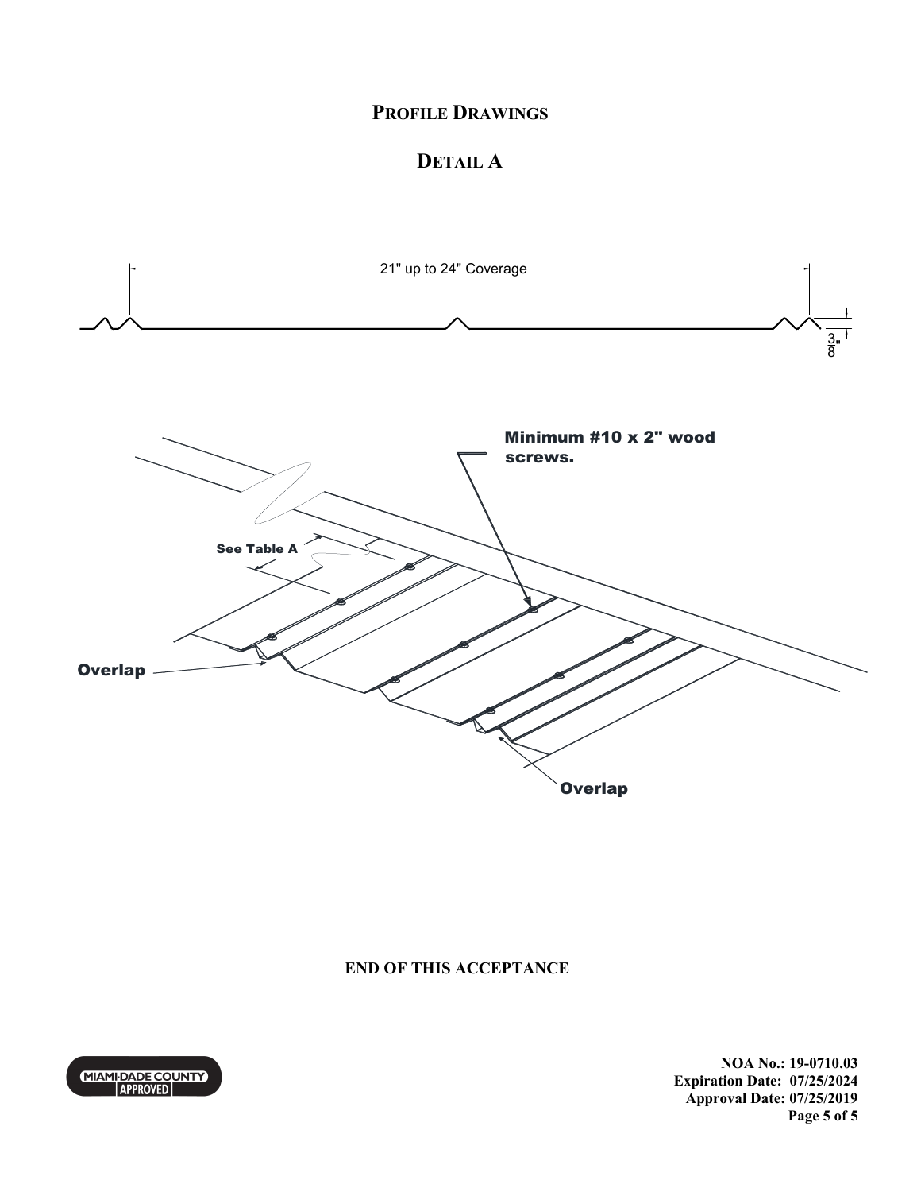# PROFILE DRAWINGS

## DETAIL A

21" up to 24" Coverage

$\frac{3}{8}$"

Minimum #10 x 2" wood screws.

See Table A

Overlap

Overlap

**END OF THIS ACCEPTANCE**

**NOA No.: 19-0710.03**
**Expiration Date: 07/25/2024**
**Approval Date: 07/25/2019**